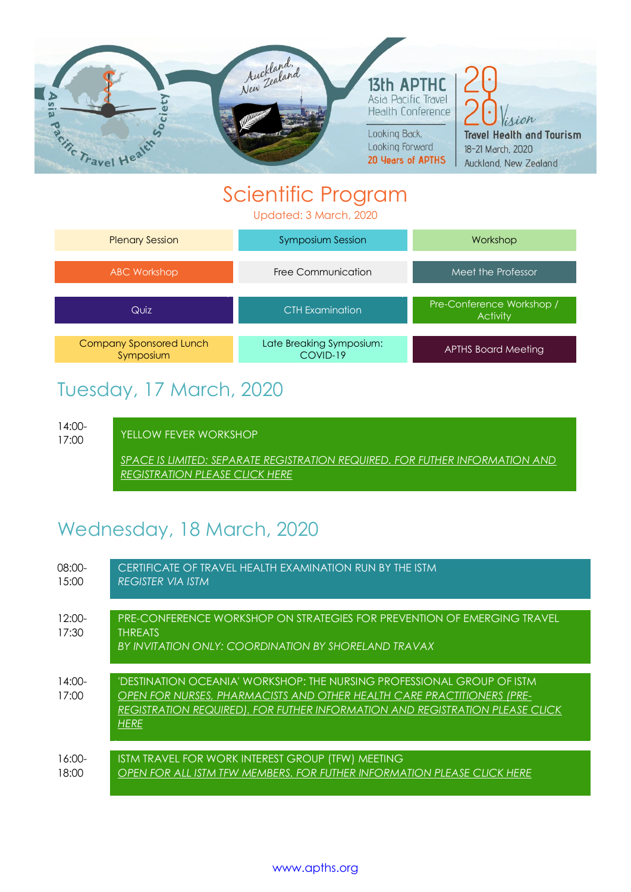13th APTHC
Asia Pacific Travel Health Conference

Looking Back, Looking Forward
20 Years of APTHS

2020 Vision
Travel Health and Tourism
18-21 March, 2020
Auckland, New Zealand

# Scientific Program

Updated: 3 March, 2020

| Plenary Session | Symposium Session | Workshop |
|---|---|---|
| ABC Workshop | Free Communication | Meet the Professor |
| Quiz | CTH Examination | Pre-Conference Workshop / Activity |
| Company Sponsored Lunch Symposium | Late Breaking Symposium: COVID-19 | APTHS Board Meeting |

## Tuesday, 17 March, 2020

| Time | Session |
|---|---|
| 14:00-17:00 | YELLOW FEVER WORKSHOP<br>*SPACE IS LIMITED: SEPARATE REGISTRATION REQUIRED. FOR FUTHER INFORMATION AND REGISTRATION PLEASE CLICK HERE* |

## Wednesday, 18 March, 2020

| Time | Session |
|---|---|
| 08:00-15:00 | CERTIFICATE OF TRAVEL HEALTH EXAMINATION RUN BY THE ISTM<br>*REGISTER VIA ISTM* |
| 12:00-17:30 | PRE-CONFERENCE WORKSHOP ON STRATEGIES FOR PREVENTION OF EMERGING TRAVEL THREATS<br>*BY INVITATION ONLY: COORDINATION BY SHORELAND TRAVAX* |
| 14:00-17:00 | 'DESTINATION OCEANIA' WORKSHOP: THE NURSING PROFESSIONAL GROUP OF ISTM<br>*OPEN FOR NURSES, PHARMACISTS AND OTHER HEALTH CARE PRACTITIONERS (PRE-REGISTRATION REQUIRED). FOR FUTHER INFORMATION AND REGISTRATION PLEASE CLICK HERE* |
| 16:00-18:00 | ISTM TRAVEL FOR WORK INTEREST GROUP (TFW) MEETING<br>*OPEN FOR ALL ISTM TFW MEMBERS. FOR FUTHER INFORMATION PLEASE CLICK HERE* |

www.apths.org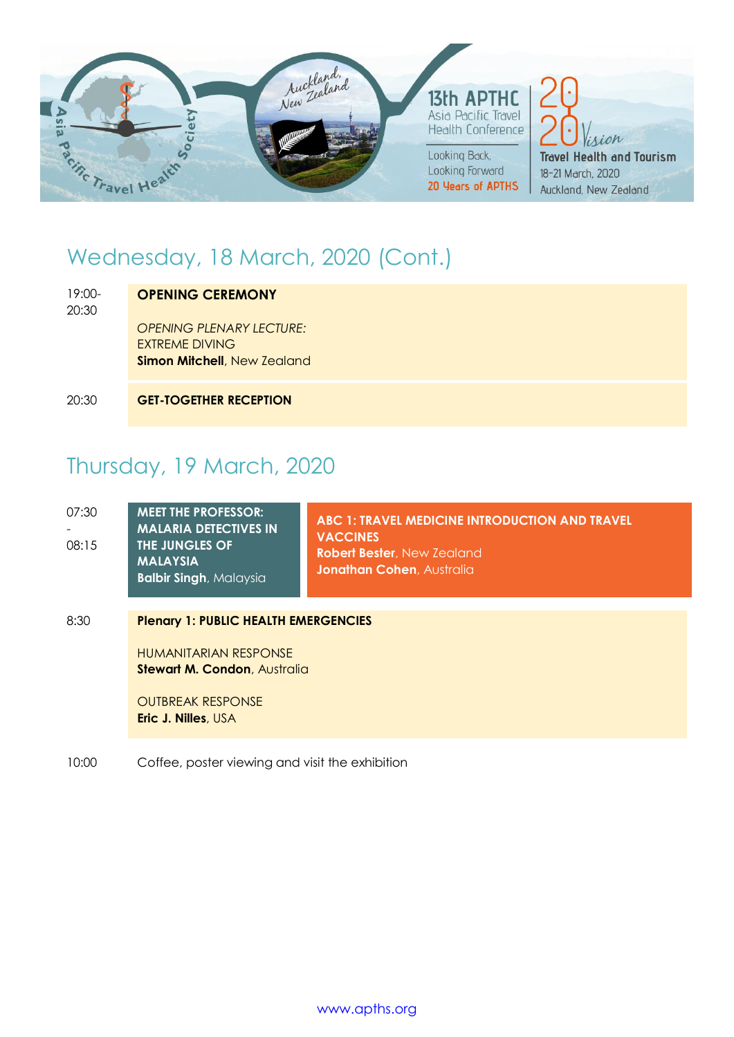## Wednesday, 18 March, 2020 (Cont.)

19:00-20:30

**OPENING CEREMONY**

*OPENING PLENARY LECTURE:*
EXTREME DIVING
**Simon Mitchell**, New Zealand

20:30

**GET-TOGETHER RECEPTION**

## Thursday, 19 March, 2020

07:30 - 08:15

**MEET THE PROFESSOR: MALARIA DETECTIVES IN THE JUNGLES OF MALAYSIA**
**Balbir Singh**, Malaysia

**ABC 1: TRAVEL MEDICINE INTRODUCTION AND TRAVEL VACCINES**
**Robert Bester**, New Zealand
**Jonathan Cohen**, Australia

8:30

**Plenary 1: PUBLIC HEALTH EMERGENCIES**

HUMANITARIAN RESPONSE
**Stewart M. Condon**, Australia

OUTBREAK RESPONSE
**Eric J. Nilles**, USA

10:00

Coffee, poster viewing and visit the exhibition

www.apths.org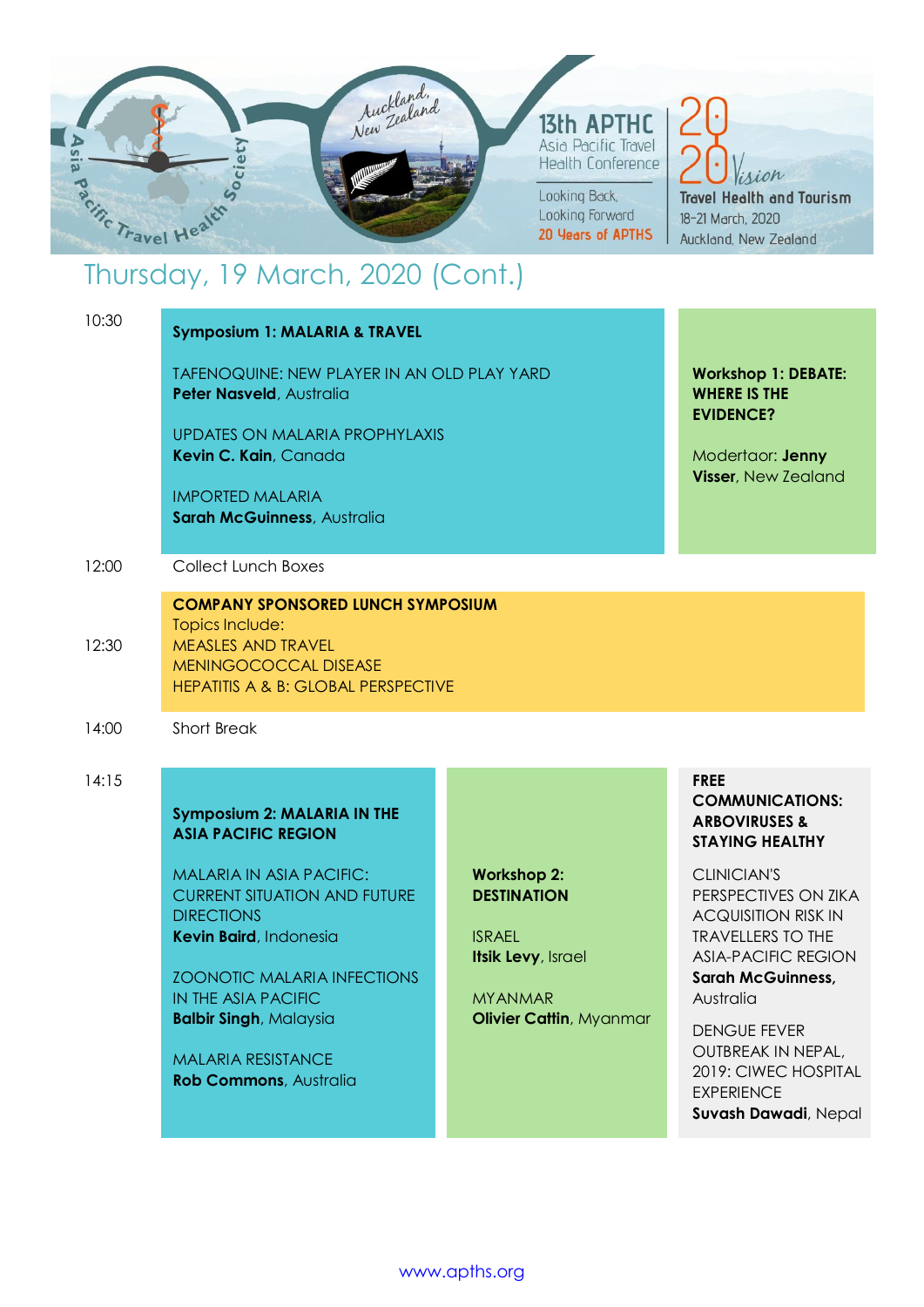# Thursday, 19 March, 2020 (Cont.)

**10:30**

**Symposium 1: MALARIA & TRAVEL**

TAFENOQUINE: NEW PLAYER IN AN OLD PLAY YARD
**Peter Nasveld**, Australia

UPDATES ON MALARIA PROPHYLAXIS
**Kevin C. Kain**, Canada

IMPORTED MALARIA
**Sarah McGuinness**, Australia

**Workshop 1: DEBATE: WHERE IS THE EVIDENCE?**

Modertaor: **Jenny Visser**, New Zealand

**12:00** Collect Lunch Boxes

**12:30**

**COMPANY SPONSORED LUNCH SYMPOSIUM**
Topics Include:
MEASLES AND TRAVEL
MENINGOCOCCAL DISEASE
HEPATITIS A & B: GLOBAL PERSPECTIVE

**14:00** Short Break

**14:15**

**Symposium 2: MALARIA IN THE ASIA PACIFIC REGION**

MALARIA IN ASIA PACIFIC: CURRENT SITUATION AND FUTURE DIRECTIONS
**Kevin Baird**, Indonesia

ZOONOTIC MALARIA INFECTIONS IN THE ASIA PACIFIC
**Balbir Singh**, Malaysia

MALARIA RESISTANCE
**Rob Commons**, Australia

**Workshop 2: DESTINATION**

ISRAEL
**Itsik Levy**, Israel

MYANMAR
**Olivier Cattin**, Myanmar

**FREE COMMUNICATIONS: ARBOVIRUSES & STAYING HEALTHY**

CLINICIAN'S PERSPECTIVES ON ZIKA ACQUISITION RISK IN TRAVELLERS TO THE ASIA-PACIFIC REGION
**Sarah McGuinness,** Australia

DENGUE FEVER OUTBREAK IN NEPAL, 2019: CIWEC HOSPITAL EXPERIENCE
**Suvash Dawadi**, Nepal

www.apths.org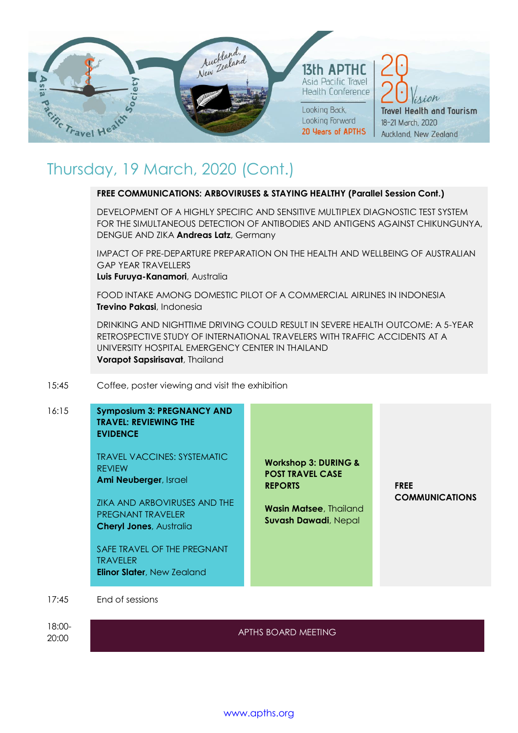## Thursday, 19 March, 2020 (Cont.)

**FREE COMMUNICATIONS: ARBOVIRUSES & STAYING HEALTHY (Parallel Session Cont.)**

DEVELOPMENT OF A HIGHLY SPECIFIC AND SENSITIVE MULTIPLEX DIAGNOSTIC TEST SYSTEM FOR THE SIMULTANEOUS DETECTION OF ANTIBODIES AND ANTIGENS AGAINST CHIKUNGUNYA, DENGUE AND ZIKA **Andreas Latz**, Germany

IMPACT OF PRE-DEPARTURE PREPARATION ON THE HEALTH AND WELLBEING OF AUSTRALIAN GAP YEAR TRAVELLERS
**Luis Furuya-Kanamori**, Australia

FOOD INTAKE AMONG DOMESTIC PILOT OF A COMMERCIAL AIRLINES IN INDONESIA
**Trevino Pakasi**, Indonesia

DRINKING AND NIGHTTIME DRIVING COULD RESULT IN SEVERE HEALTH OUTCOME: A 5-YEAR RETROSPECTIVE STUDY OF INTERNATIONAL TRAVELERS WITH TRAFFIC ACCIDENTS AT A UNIVERSITY HOSPITAL EMERGENCY CENTER IN THAILAND
**Vorapot Sapsirisavat**, Thailand

15:45 Coffee, poster viewing and visit the exhibition

16:15

**Symposium 3: PREGNANCY AND TRAVEL: REVIEWING THE EVIDENCE**

TRAVEL VACCINES: SYSTEMATIC REVIEW
**Ami Neuberger**, Israel

ZIKA AND ARBOVIRUSES AND THE PREGNANT TRAVELER
**Cheryl Jones**, Australia

SAFE TRAVEL OF THE PREGNANT TRAVELER
**Elinor Slater**, New Zealand

**Workshop 3: DURING & POST TRAVEL CASE REPORTS**

**Wasin Matsee**, Thailand
**Suvash Dawadi**, Nepal

**FREE COMMUNICATIONS**

17:45 End of sessions

18:00-20:00 APTHS BOARD MEETING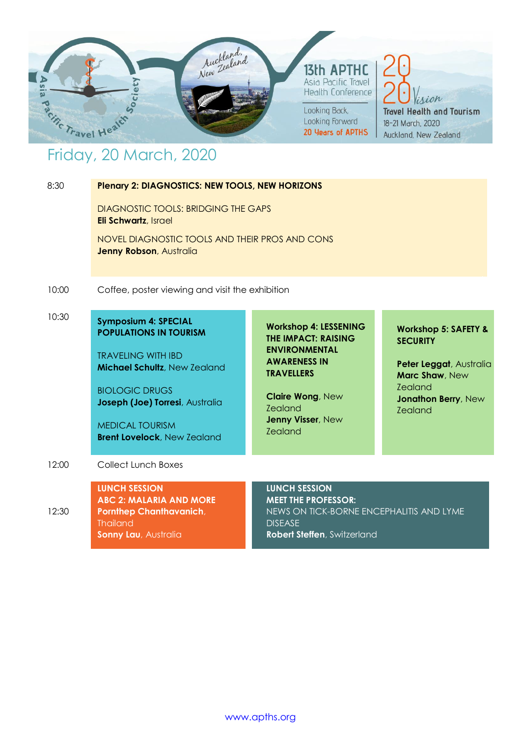## Friday, 20 March, 2020

**8:30**

**Plenary 2: DIAGNOSTICS: NEW TOOLS, NEW HORIZONS**

DIAGNOSTIC TOOLS: BRIDGING THE GAPS
**Eli Schwartz**, Israel

NOVEL DIAGNOSTIC TOOLS AND THEIR PROS AND CONS
**Jenny Robson**, Australia

**10:00**

Coffee, poster viewing and visit the exhibition

**10:30**

**Symposium 4: SPECIAL POPULATIONS IN TOURISM**

TRAVELING WITH IBD
**Michael Schultz**, New Zealand

BIOLOGIC DRUGS
**Joseph (Joe) Torresi**, Australia

MEDICAL TOURISM
**Brent Lovelock**, New Zealand

**Workshop 4: LESSENING THE IMPACT: RAISING ENVIRONMENTAL AWARENESS IN TRAVELLERS**

**Claire Wong**, New Zealand
**Jenny Visser**, New Zealand

**Workshop 5: SAFETY & SECURITY**

**Peter Leggat**, Australia
**Marc Shaw**, New Zealand
**Jonathon Berry**, New Zealand

**12:00**

Collect Lunch Boxes

**12:30**

**LUNCH SESSION**
**ABC 2: MALARIA AND MORE**
**Pornthep Chanthavanich**, Thailand
**Sonny Lau**, Australia

**LUNCH SESSION**
**MEET THE PROFESSOR:**
NEWS ON TICK-BORNE ENCEPHALITIS AND LYME DISEASE
**Robert Steffen**, Switzerland

www.apths.org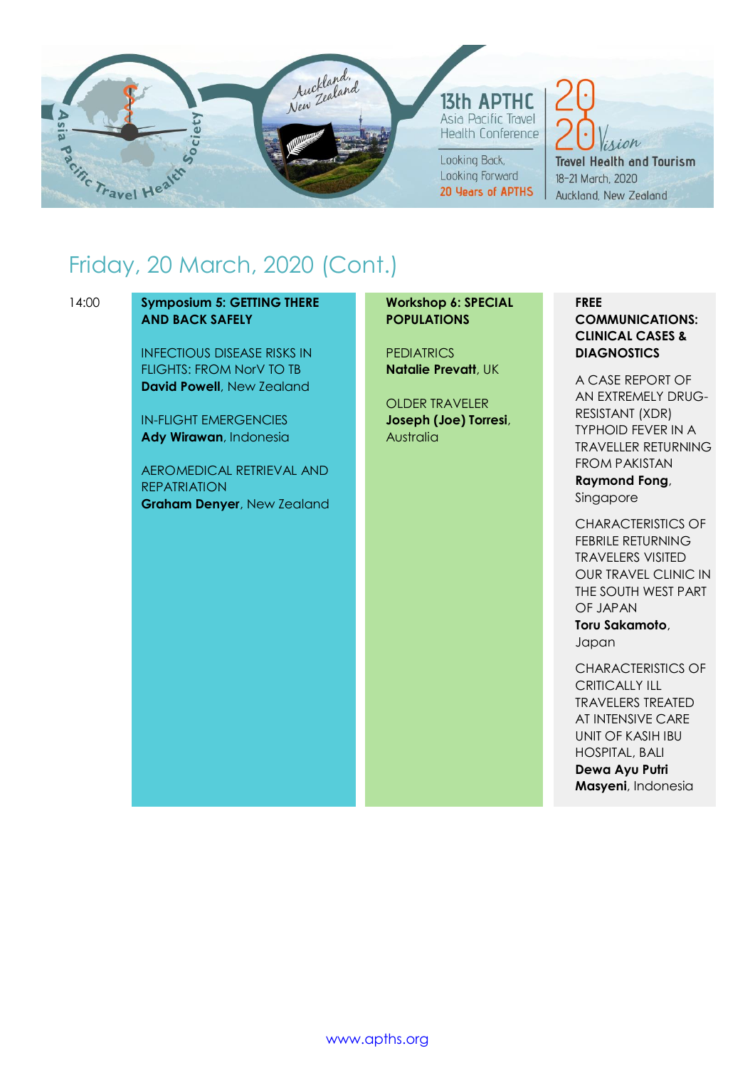## Friday, 20 March, 2020 (Cont.)

14:00

**Symposium 5: GETTING THERE AND BACK SAFELY**

INFECTIOUS DISEASE RISKS IN FLIGHTS: FROM NorV TO TB
**David Powell**, New Zealand

IN-FLIGHT EMERGENCIES
**Ady Wirawan**, Indonesia

AEROMEDICAL RETRIEVAL AND REPATRIATION
**Graham Denyer**, New Zealand

**Workshop 6: SPECIAL POPULATIONS**

PEDIATRICS
**Natalie Prevatt**, UK

OLDER TRAVELER
**Joseph (Joe) Torresi**, Australia

**FREE COMMUNICATIONS: CLINICAL CASES & DIAGNOSTICS**

A CASE REPORT OF AN EXTREMELY DRUG-RESISTANT (XDR) TYPHOID FEVER IN A TRAVELLER RETURNING FROM PAKISTAN
**Raymond Fong**, Singapore

CHARACTERISTICS OF FEBRILE RETURNING TRAVELERS VISITED OUR TRAVEL CLINIC IN THE SOUTH WEST PART OF JAPAN
**Toru Sakamoto**, Japan

CHARACTERISTICS OF CRITICALLY ILL TRAVELERS TREATED AT INTENSIVE CARE UNIT OF KASIH IBU HOSPITAL, BALI
**Dewa Ayu Putri Masyeni**, Indonesia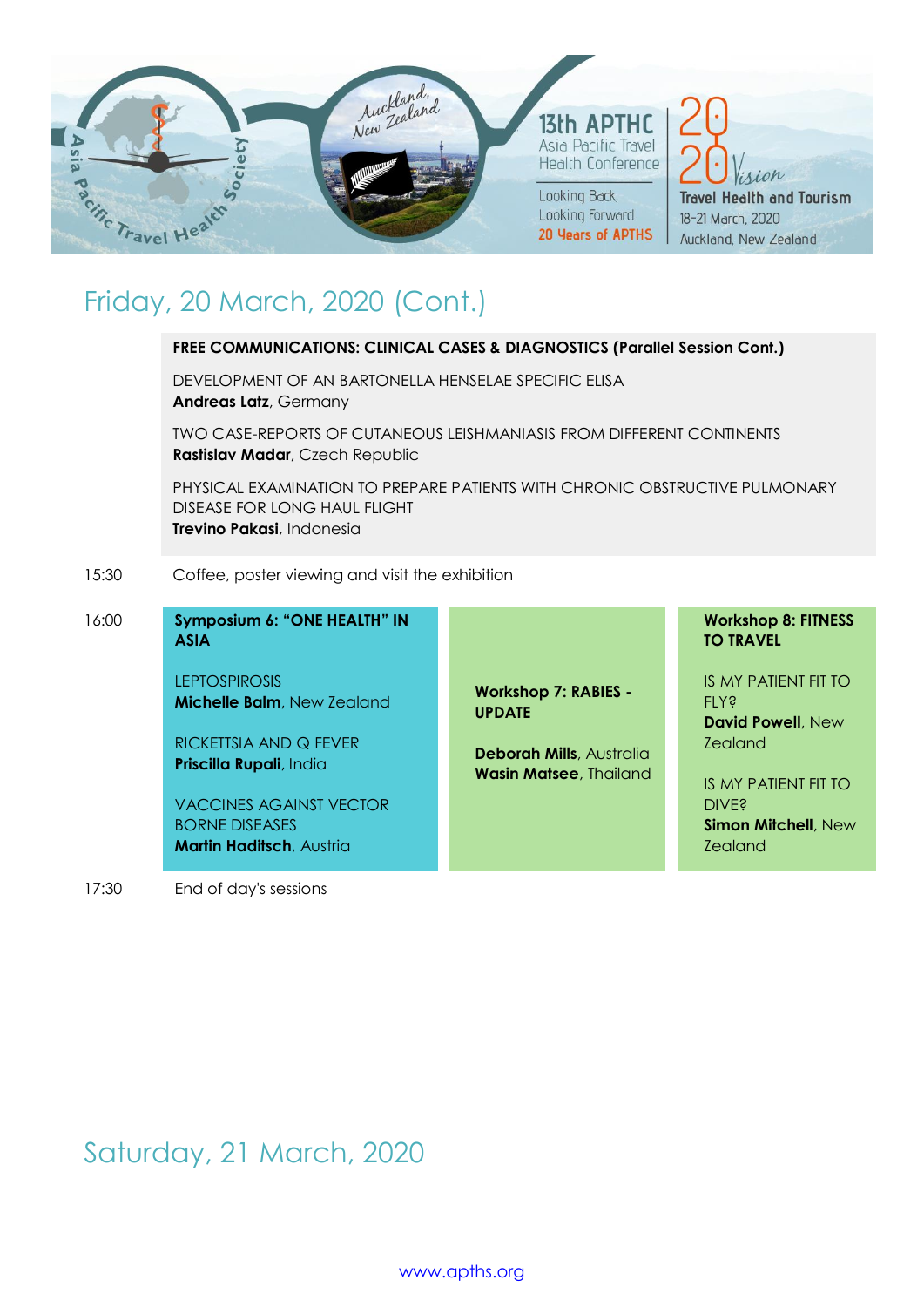## Friday, 20 March, 2020 (Cont.)

**FREE COMMUNICATIONS: CLINICAL CASES & DIAGNOSTICS (Parallel Session Cont.)**

DEVELOPMENT OF AN BARTONELLA HENSELAE SPECIFIC ELISA
**Andreas Latz**, Germany

TWO CASE-REPORTS OF CUTANEOUS LEISHMANIASIS FROM DIFFERENT CONTINENTS
**Rastislav Madar**, Czech Republic

PHYSICAL EXAMINATION TO PREPARE PATIENTS WITH CHRONIC OBSTRUCTIVE PULMONARY DISEASE FOR LONG HAUL FLIGHT
**Trevino Pakasi**, Indonesia

15:30 Coffee, poster viewing and visit the exhibition

16:00

**Symposium 6: "ONE HEALTH" IN ASIA**

LEPTOSPIROSIS
**Michelle Balm**, New Zealand

RICKETTSIA AND Q FEVER
**Priscilla Rupali**, India

VACCINES AGAINST VECTOR BORNE DISEASES
**Martin Haditsch**, Austria

**Workshop 7: RABIES - UPDATE**

**Deborah Mills**, Australia
**Wasin Matsee**, Thailand

**Workshop 8: FITNESS TO TRAVEL**

IS MY PATIENT FIT TO FLY?
**David Powell**, New Zealand

IS MY PATIENT FIT TO DIVE?
**Simon Mitchell**, New Zealand

17:30 End of day's sessions

## Saturday, 21 March, 2020

www.apths.org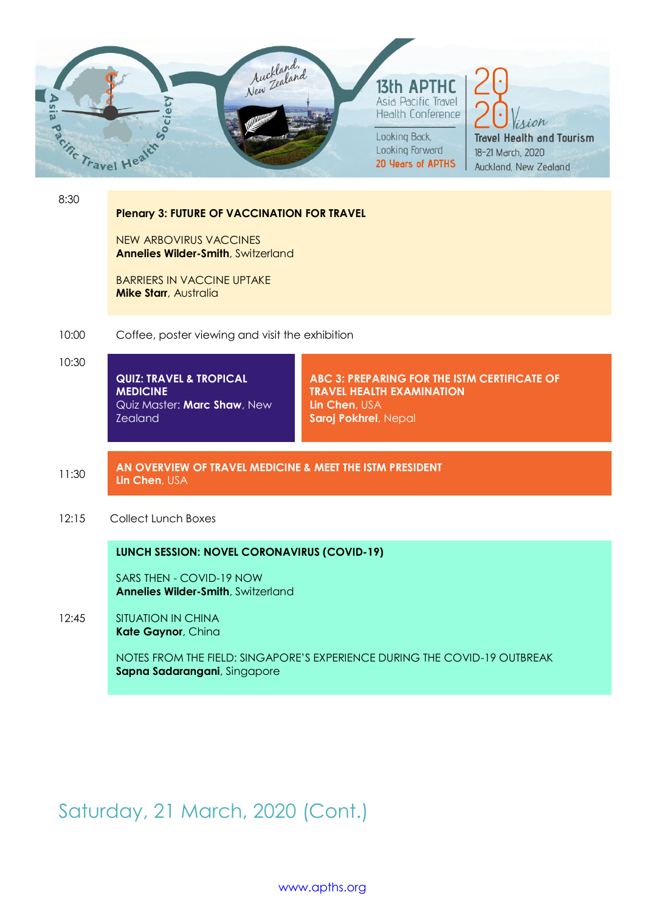8:30

**Plenary 3: FUTURE OF VACCINATION FOR TRAVEL**

NEW ARBOVIRUS VACCINES
**Annelies Wilder-Smith**, Switzerland

BARRIERS IN VACCINE UPTAKE
**Mike Starr**, Australia

10:00 Coffee, poster viewing and visit the exhibition

10:30

**QUIZ: TRAVEL & TROPICAL MEDICINE**
Quiz Master: **Marc Shaw**, New Zealand

**ABC 3: PREPARING FOR THE ISTM CERTIFICATE OF TRAVEL HEALTH EXAMINATION**
**Lin Chen**, USA
**Saroj Pokhrel**, Nepal

11:30

**AN OVERVIEW OF TRAVEL MEDICINE & MEET THE ISTM PRESIDENT**
**Lin Chen**, USA

12:15 Collect Lunch Boxes

12:45

**LUNCH SESSION: NOVEL CORONAVIRUS (COVID-19)**

SARS THEN - COVID-19 NOW
**Annelies Wilder-Smith**, Switzerland

SITUATION IN CHINA
**Kate Gaynor**, China

NOTES FROM THE FIELD: SINGAPORE'S EXPERIENCE DURING THE COVID-19 OUTBREAK
**Sapna Sadarangani**, Singapore

## Saturday, 21 March, 2020 (Cont.)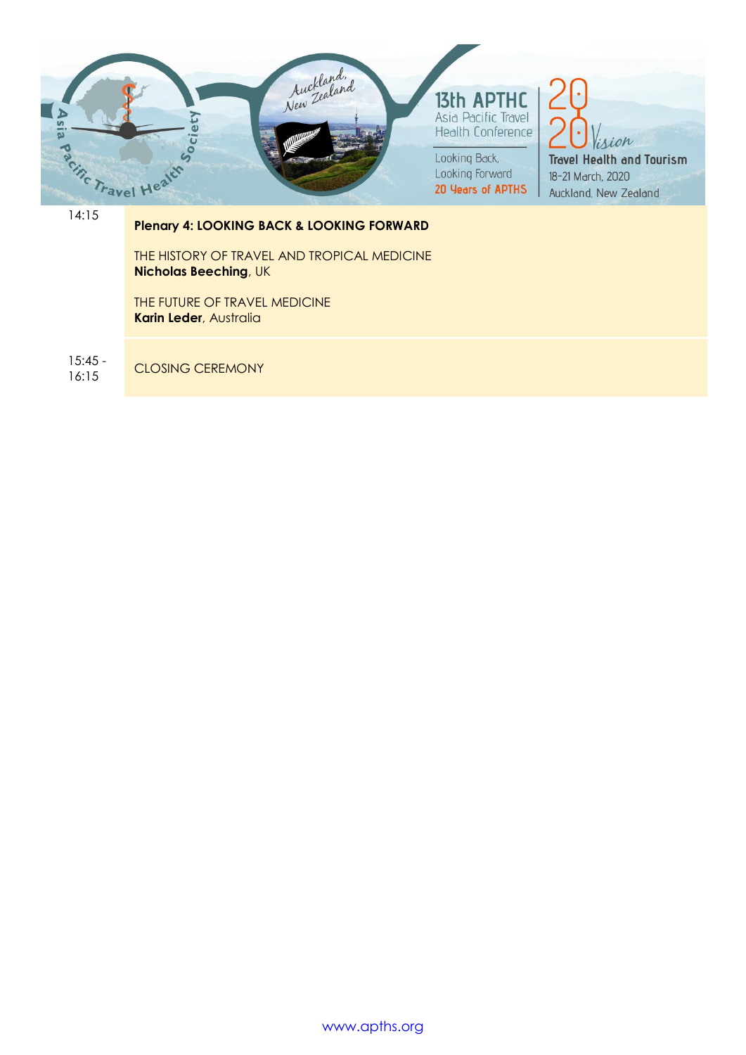| | |
|---|---|
| 14:15 | **Plenary 4: LOOKING BACK & LOOKING FORWARD**<br><br>THE HISTORY OF TRAVEL AND TROPICAL MEDICINE<br>**Nicholas Beeching**, UK<br><br>THE FUTURE OF TRAVEL MEDICINE<br>**Karin Leder**, Australia |
| 15:45 - 16:15 | CLOSING CEREMONY |